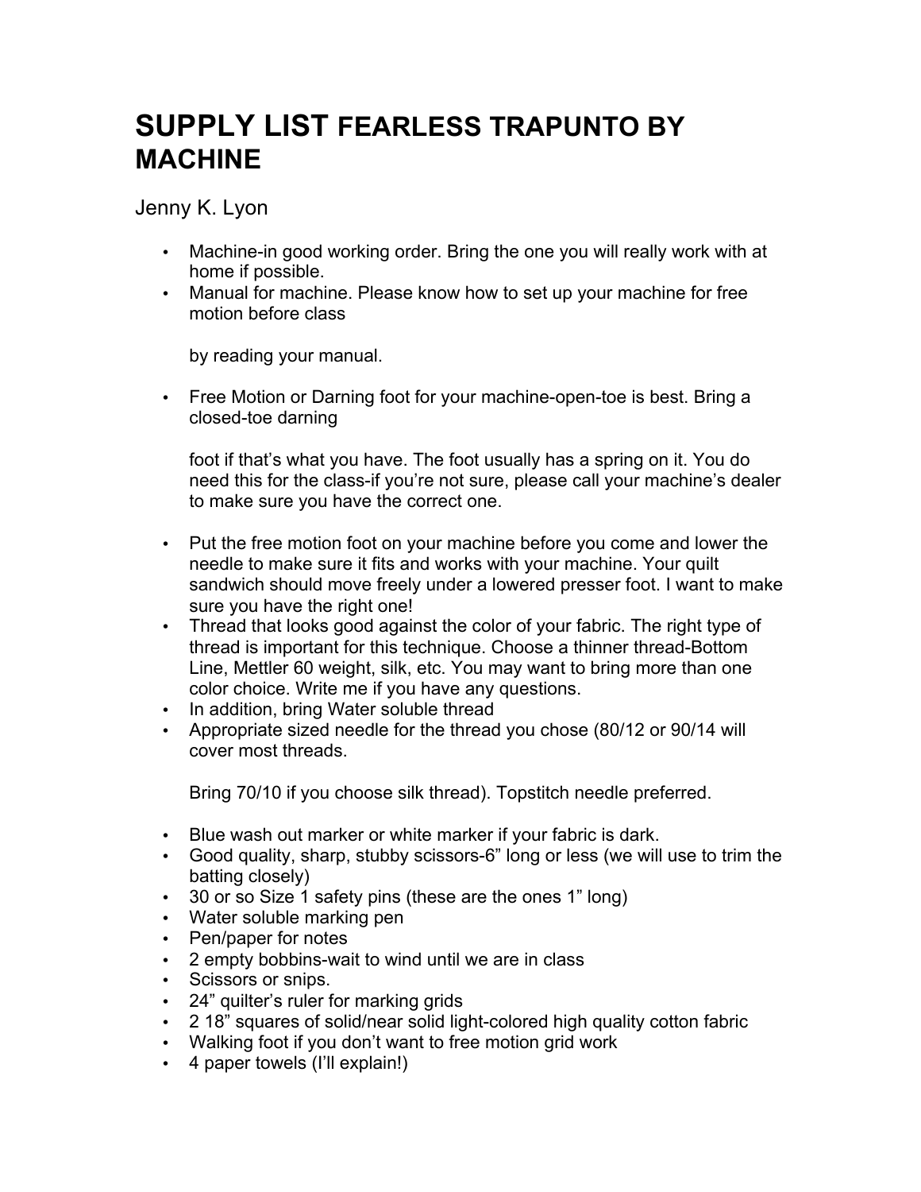# SUPPLY LIST FEARLESS TRAPUNTO BY MACHINE

Jenny K. Lyon

- Machine-in good working order. Bring the one you will really work with at home if possible.
- Manual for machine. Please know how to set up your machine for free motion before class

  by reading your manual.

- Free Motion or Darning foot for your machine-open-toe is best. Bring a closed-toe darning

  foot if that's what you have. The foot usually has a spring on it. You do need this for the class-if you're not sure, please call your machine's dealer to make sure you have the correct one.

- Put the free motion foot on your machine before you come and lower the needle to make sure it fits and works with your machine. Your quilt sandwich should move freely under a lowered presser foot. I want to make sure you have the right one!
- Thread that looks good against the color of your fabric. The right type of thread is important for this technique. Choose a thinner thread-Bottom Line, Mettler 60 weight, silk, etc. You may want to bring more than one color choice. Write me if you have any questions.
- In addition, bring Water soluble thread
- Appropriate sized needle for the thread you chose (80/12 or 90/14 will cover most threads.

  Bring 70/10 if you choose silk thread). Topstitch needle preferred.

- Blue wash out marker or white marker if your fabric is dark.
- Good quality, sharp, stubby scissors-6" long or less (we will use to trim the batting closely)
- 30 or so Size 1 safety pins (these are the ones 1" long)
- Water soluble marking pen
- Pen/paper for notes
- 2 empty bobbins-wait to wind until we are in class
- Scissors or snips.
- 24" quilter's ruler for marking grids
- 2 18" squares of solid/near solid light-colored high quality cotton fabric
- Walking foot if you don't want to free motion grid work
- 4 paper towels (I'll explain!)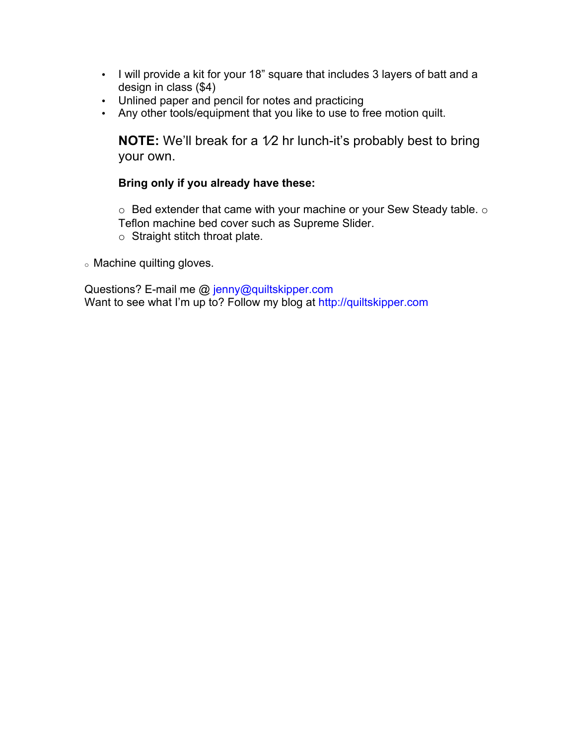- I will provide a kit for your 18" square that includes 3 layers of batt and a design in class ($4)
- Unlined paper and pencil for notes and practicing
- Any other tools/equipment that you like to use to free motion quilt.

**NOTE:** We'll break for a 1⁄2 hr lunch-it's probably best to bring your own.

**Bring only if you already have these:**

- Bed extender that came with your machine or your Sew Steady table.
- Teflon machine bed cover such as Supreme Slider.
- Straight stitch throat plate.
- Machine quilting gloves.

Questions? E-mail me @ jenny@quiltskipper.com
Want to see what I'm up to? Follow my blog at http://quiltskipper.com